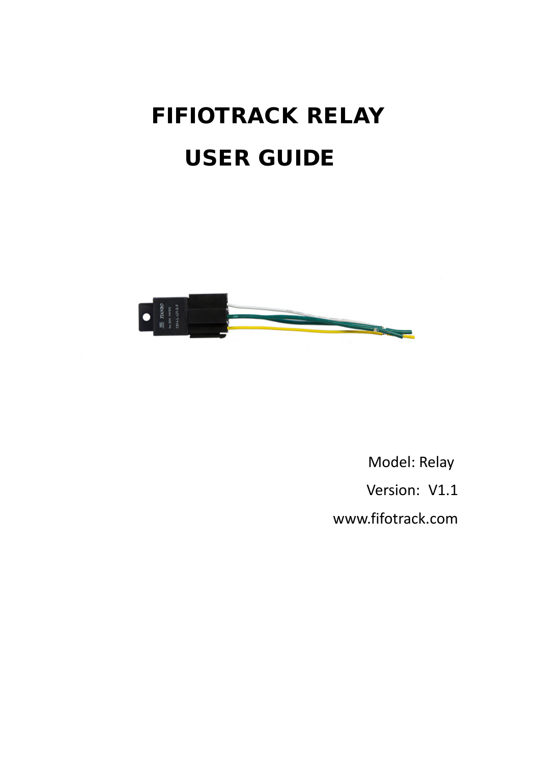# FIFIOTRACK RELAY

# USER GUIDE

Model: Relay

Version: V1.1

www.fifotrack.com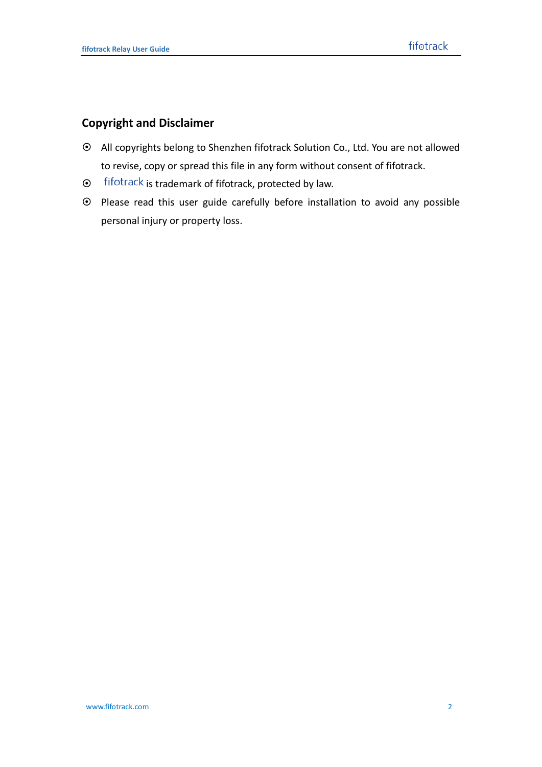## Copyright and Disclaimer

- All copyrights belong to Shenzhen fifotrack Solution Co., Ltd. You are not allowed to revise, copy or spread this file in any form without consent of fifotrack.
- fifotrack is trademark of fifotrack, protected by law.
- Please read this user guide carefully before installation to avoid any possible personal injury or property loss.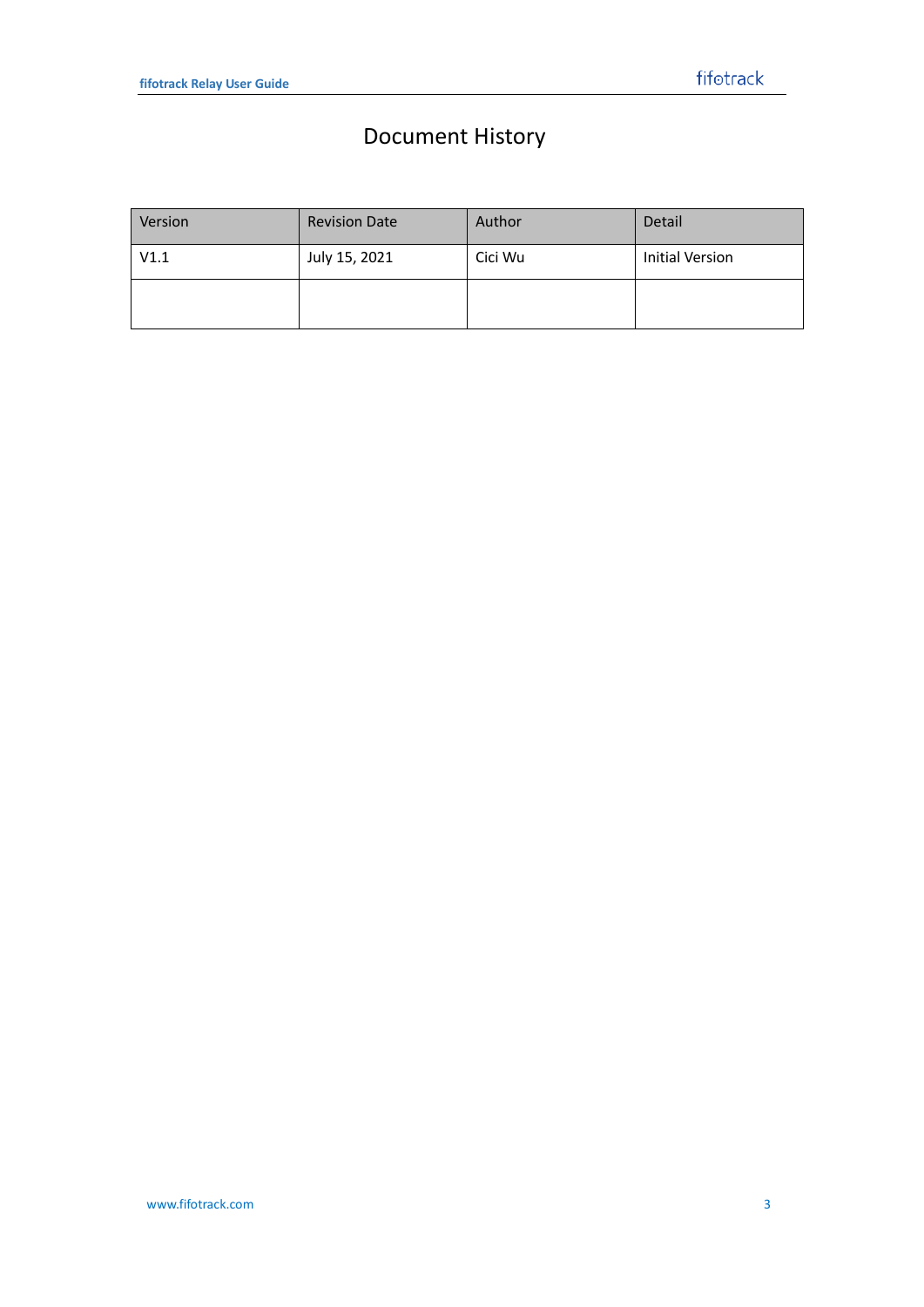# Document History

| Version | Revision Date | Author | Detail |
| --- | --- | --- | --- |
| V1.1 | July 15, 2021 | Cici Wu | Initial Version |
| | | | |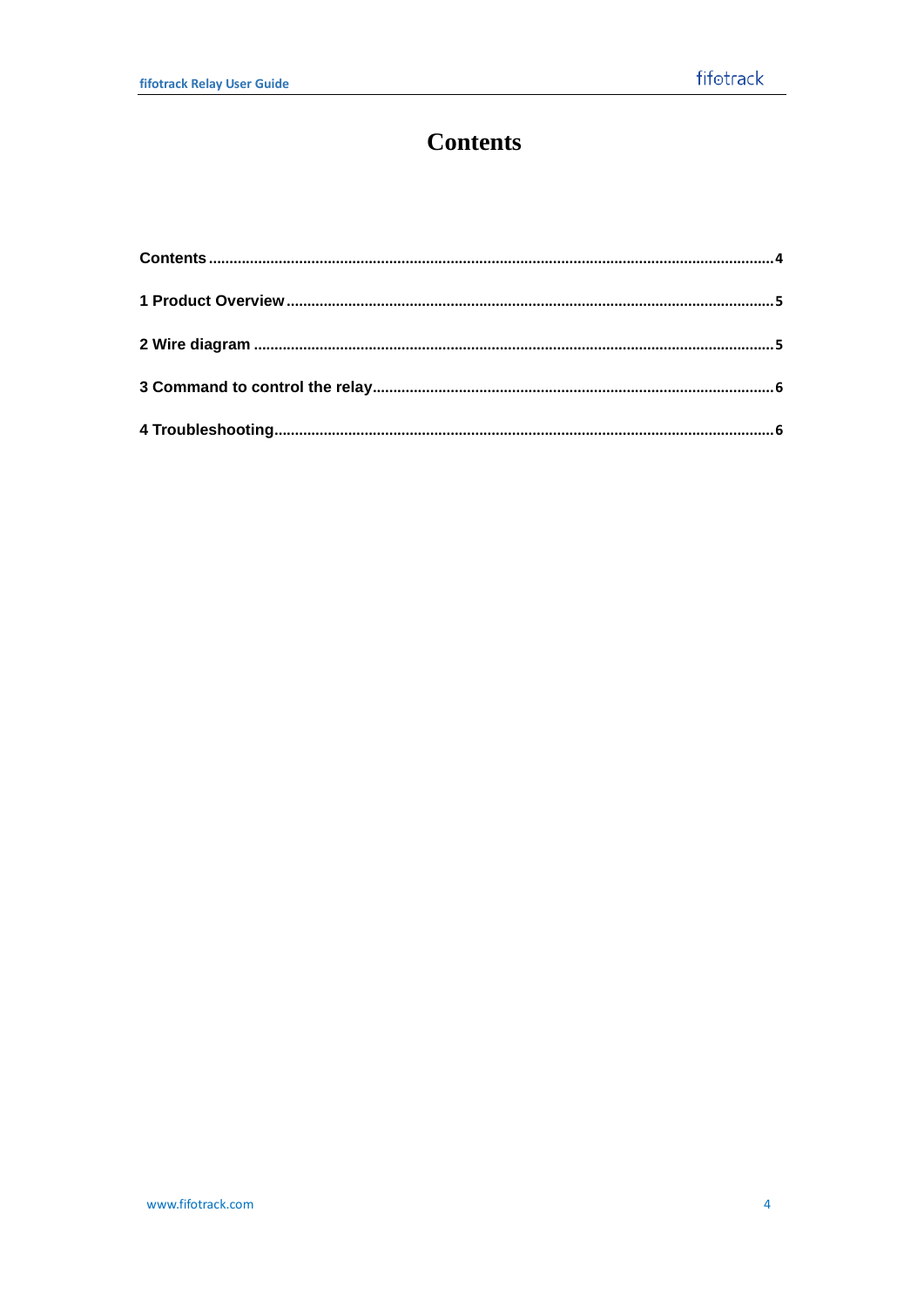# Contents

| | |
|---|---|
| Contents | 4 |
| 1 Product Overview | 5 |
| 2 Wire diagram | 5 |
| 3 Command to control the relay | 6 |
| 4 Troubleshooting | 6 |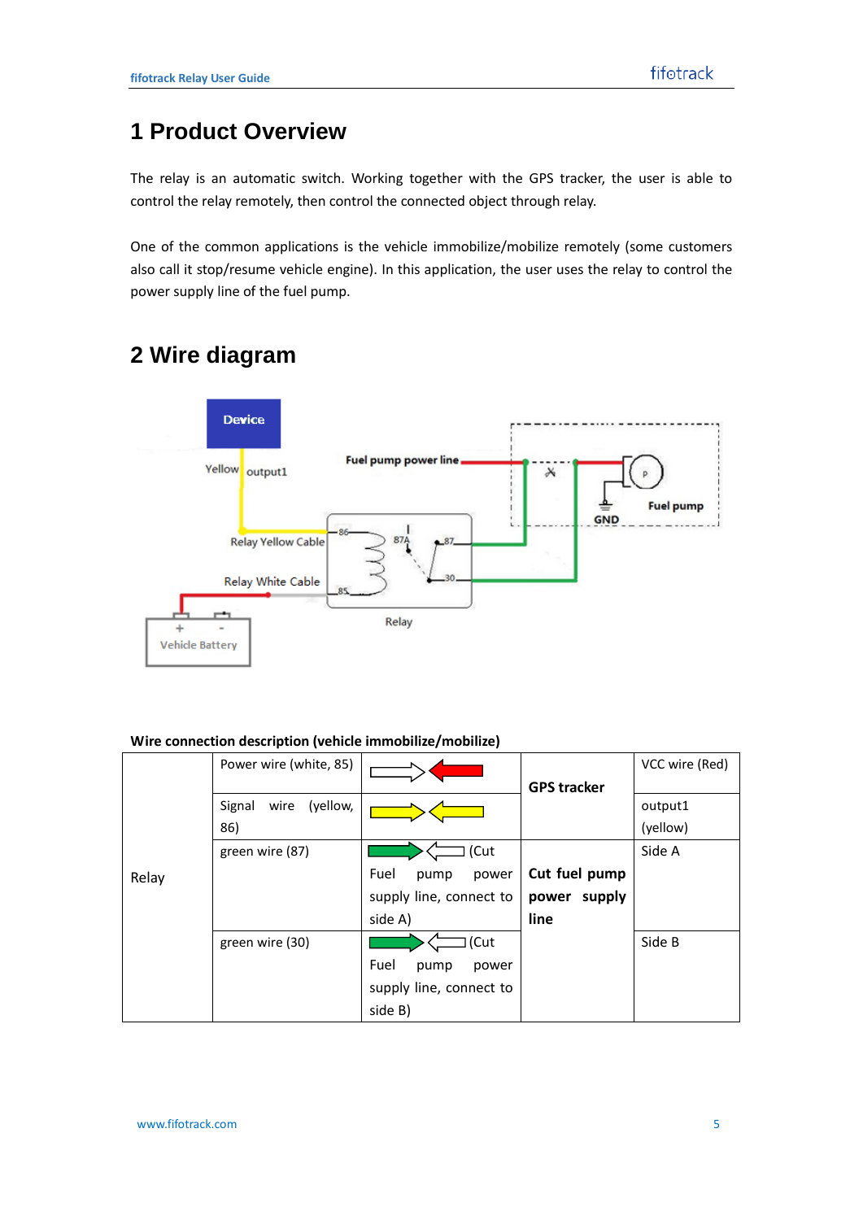# 1 Product Overview

The relay is an automatic switch. Working together with the GPS tracker, the user is able to control the relay remotely, then control the connected object through relay.

One of the common applications is the vehicle immobilize/mobilize remotely (some customers also call it stop/resume vehicle engine). In this application, the user uses the relay to control the power supply line of the fuel pump.

# 2 Wire diagram

Device

Yellow output1

Fuel pump power line

Fuel pump

GND

Relay Yellow Cable

Relay White Cable

86 87A 87 30 85

Relay

Vehicle Battery

**Wire connection description (vehicle immobilize/mobilize)**

| | | | | |
|---|---|---|---|---|
| Relay | Power wire (white, 85) | ⇨ ⬅ | **GPS tracker** | VCC wire (Red) |
| | Signal wire (yellow, 86) | ⇨ ⬅ | | output1 (yellow) |
| | green wire (87) | ➡ ⇦ (Cut Fuel pump power supply line, connect to side A) | **Cut fuel pump power supply line** | Side A |
| | green wire (30) | ➡ ⇦ (Cut Fuel pump power supply line, connect to side B) | | Side B |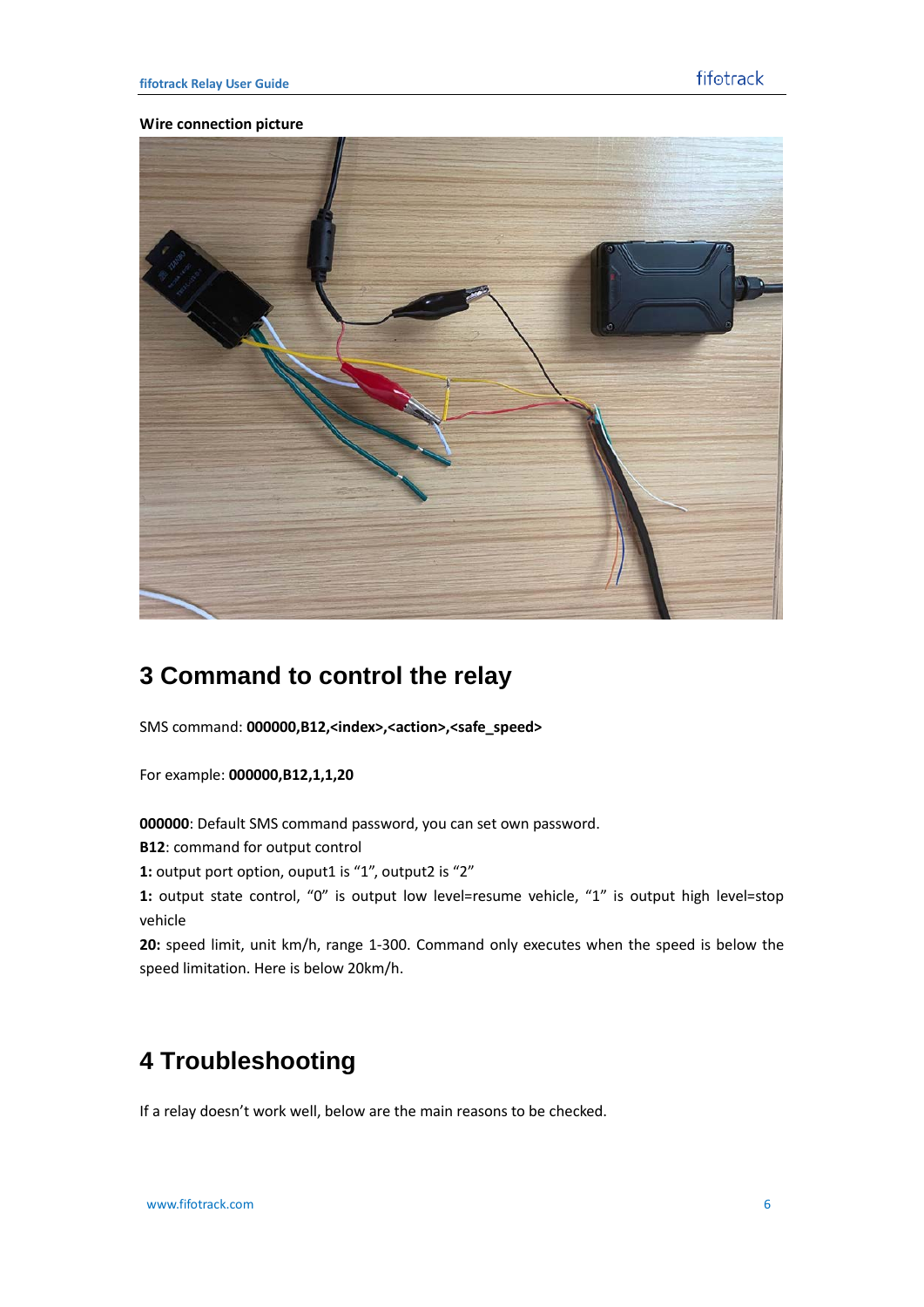**Wire connection picture**

# 3 Command to control the relay

SMS command: **000000,B12,<index>,<action>,<safe_speed>**

For example: **000000,B12,1,1,20**

**000000**: Default SMS command password, you can set own password.

**B12**: command for output control

**1:** output port option, ouput1 is "1", output2 is "2"

**1:** output state control, "0" is output low level=resume vehicle, "1" is output high level=stop vehicle

**20:** speed limit, unit km/h, range 1-300. Command only executes when the speed is below the speed limitation. Here is below 20km/h.

# 4 Troubleshooting

If a relay doesn't work well, below are the main reasons to be checked.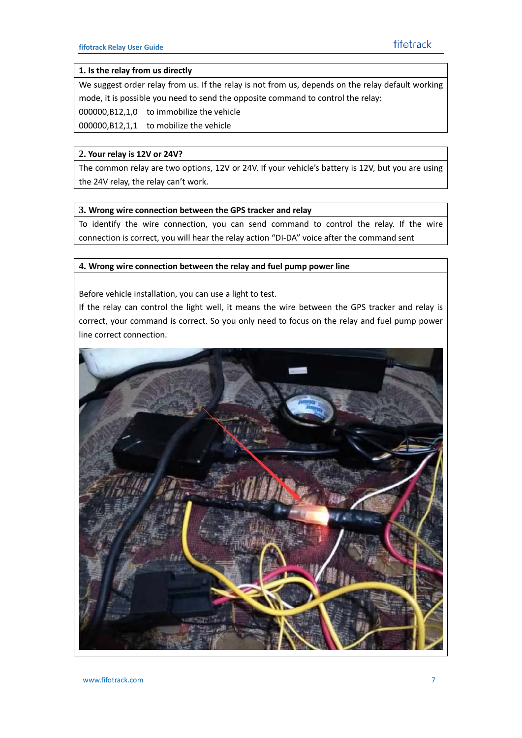### 1. Is the relay from us directly

We suggest order relay from us. If the relay is not from us, depends on the relay default working mode, it is possible you need to send the opposite command to control the relay:

000000,B12,1,0 to immobilize the vehicle

000000,B12,1,1 to mobilize the vehicle

### 2. Your relay is 12V or 24V?

The common relay are two options, 12V or 24V. If your vehicle's battery is 12V, but you are using the 24V relay, the relay can't work.

### 3. Wrong wire connection between the GPS tracker and relay

To identify the wire connection, you can send command to control the relay. If the wire connection is correct, you will hear the relay action "DI-DA" voice after the command sent

### 4. Wrong wire connection between the relay and fuel pump power line

Before vehicle installation, you can use a light to test.

If the relay can control the light well, it means the wire between the GPS tracker and relay is correct, your command is correct. So you only need to focus on the relay and fuel pump power line correct connection.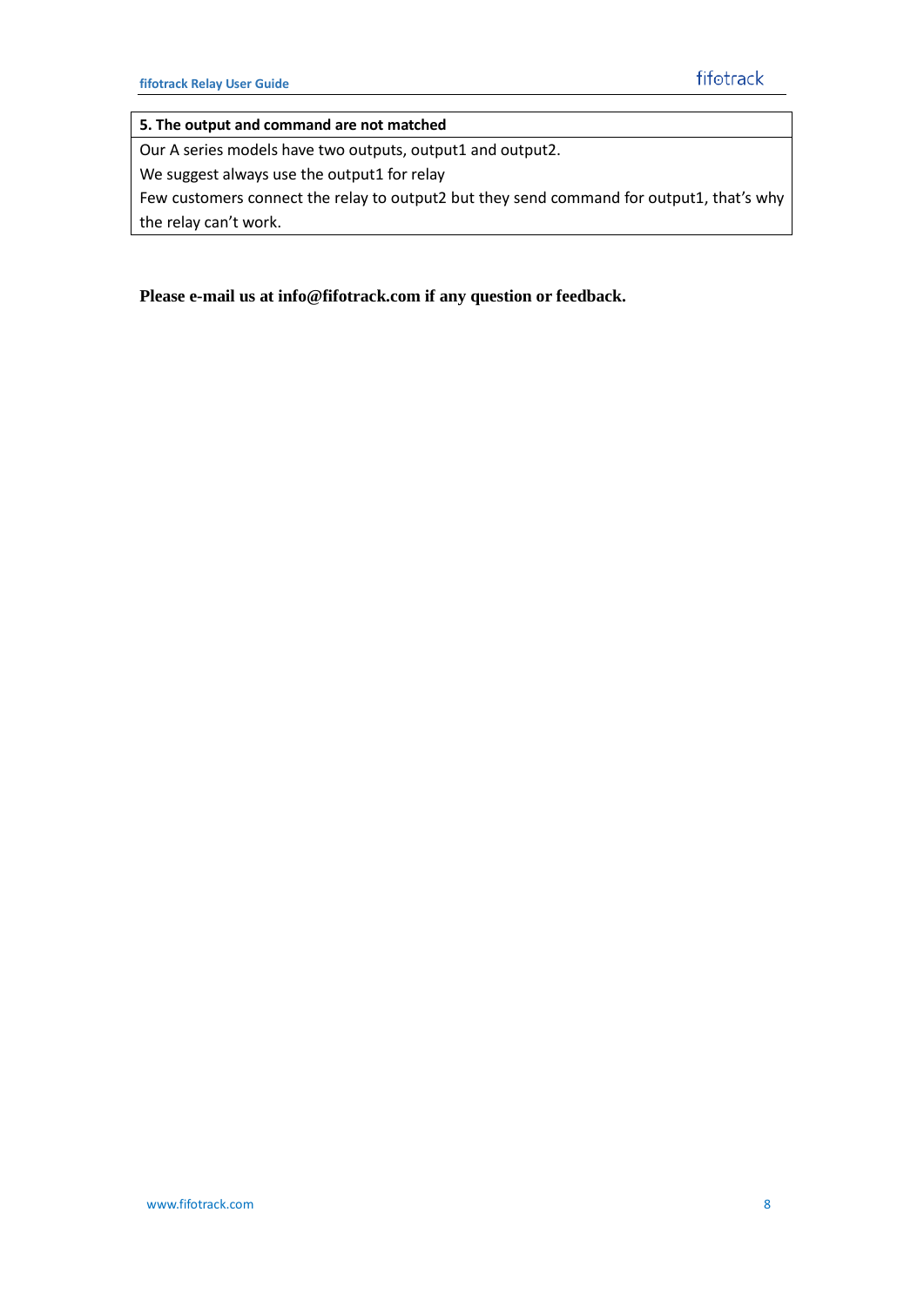| 5. The output and command are not matched |
|---|
| Our A series models have two outputs, output1 and output2.<br>We suggest always use the output1 for relay<br>Few customers connect the relay to output2 but they send command for output1, that's why the relay can't work. |

**Please e-mail us at info@fifotrack.com if any question or feedback.**